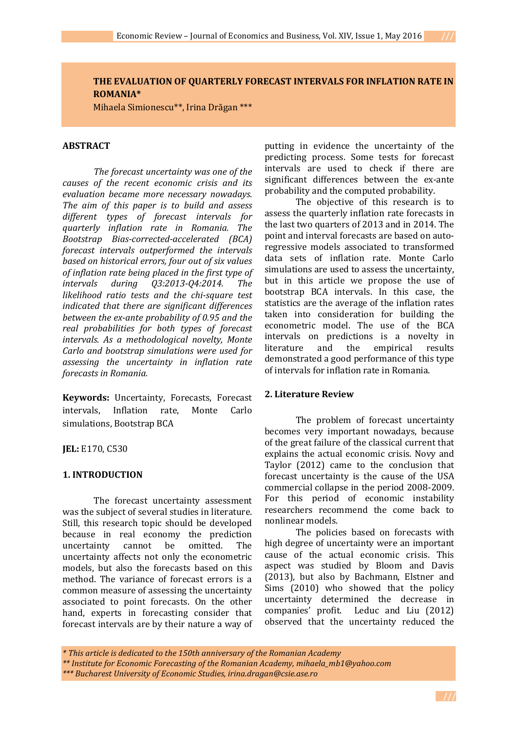# THE EVALUATION OF QUARTERLY FORECAST INTERVALS FOR INFLATION RATE IN ROMANIA*

Mihaela Simionescu**, Irina Drăgan ***

## ABSTRACT

*The forecast uncertainty was one of the causes of the recent economic crisis and its evaluation became more necessary nowadays. The aim of this paper is to build and assess different types of forecast intervals for quarterly inflation rate in Romania. The Bootstrap Bias-corrected-accelerated (BCA) forecast intervals outperformed the intervals based on historical errors, four out of six values of inflation rate being placed in the first type of intervals during Q3:2013-Q4:2014. The likelihood ratio tests and the chi-square test indicated that there are significant differences between the ex-ante probability of 0.95 and the real probabilities for both types of forecast intervals. As a methodological novelty, Monte Carlo and bootstrap simulations were used for assessing the uncertainty in inflation rate forecasts in Romania.*

**Keywords:** Uncertainty, Forecasts, Forecast intervals, Inflation rate, Monte Carlo simulations, Bootstrap BCA

**JEL:** E170, C530

## 1. INTRODUCTION

The forecast uncertainty assessment was the subject of several studies in literature. Still, this research topic should be developed because in real economy the prediction uncertainty cannot be omitted. The uncertainty affects not only the econometric models, but also the forecasts based on this method. The variance of forecast errors is a common measure of assessing the uncertainty associated to point forecasts. On the other hand, experts in forecasting consider that forecast intervals are by their nature a way of putting in evidence the uncertainty of the predicting process. Some tests for forecast intervals are used to check if there are significant differences between the ex-ante probability and the computed probability.

The objective of this research is to assess the quarterly inflation rate forecasts in the last two quarters of 2013 and in 2014. The point and interval forecasts are based on auto-regressive models associated to transformed data sets of inflation rate. Monte Carlo simulations are used to assess the uncertainty, but in this article we propose the use of bootstrap BCA intervals. In this case, the statistics are the average of the inflation rates taken into consideration for building the econometric model. The use of the BCA intervals on predictions is a novelty in literature and the empirical results demonstrated a good performance of this type of intervals for inflation rate in Romania.

## 2. Literature Review

The problem of forecast uncertainty becomes very important nowadays, because of the great failure of the classical current that explains the actual economic crisis. Novy and Taylor (2012) came to the conclusion that forecast uncertainty is the cause of the USA commercial collapse in the period 2008-2009. For this period of economic instability researchers recommend the come back to nonlinear models.

The policies based on forecasts with high degree of uncertainty were an important cause of the actual economic crisis. This aspect was studied by Bloom and Davis (2013), but also by Bachmann, Elstner and Sims (2010) who showed that the policy uncertainty determined the decrease in companies' profit. Leduc and Liu (2012) observed that the uncertainty reduced the

*\* This article is dedicated to the 150th anniversary of the Romanian Academy*
*\*\* Institute for Economic Forecasting of the Romanian Academy, mihaela_mb1@yahoo.com*
*\*\*\* Bucharest University of Economic Studies, irina.dragan@csie.ase.ro*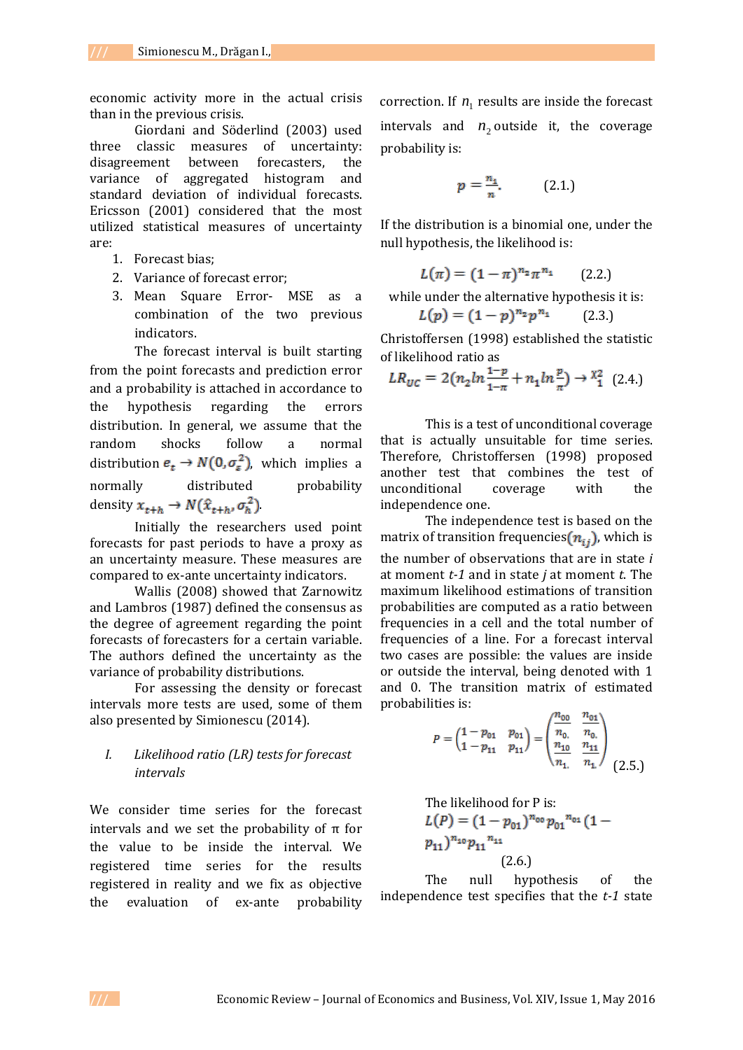economic activity more in the actual crisis than in the previous crisis.

Giordani and Söderlind (2003) used three classic measures of uncertainty: disagreement between forecasters, the variance of aggregated histogram and standard deviation of individual forecasts. Ericsson (2001) considered that the most utilized statistical measures of uncertainty are:

1. Forecast bias;
2. Variance of forecast error;
3. Mean Square Error- MSE as a combination of the two previous indicators.

The forecast interval is built starting from the point forecasts and prediction error and a probability is attached in accordance to the hypothesis regarding the errors distribution. In general, we assume that the random shocks follow a normal distribution $e_t \rightarrow N(0,\sigma_\varepsilon^2)$, which implies a normally distributed probability density $x_{t+h} \rightarrow N(\hat{x}_{t+h}, \sigma_h^2)$.

Initially the researchers used point forecasts for past periods to have a proxy as an uncertainty measure. These measures are compared to ex-ante uncertainty indicators.

Wallis (2008) showed that Zarnowitz and Lambros (1987) defined the consensus as the degree of agreement regarding the point forecasts of forecasters for a certain variable. The authors defined the uncertainty as the variance of probability distributions.

For assessing the density or forecast intervals more tests are used, some of them also presented by Simionescu (2014).

*I. Likelihood ratio (LR) tests for forecast intervals*

We consider time series for the forecast intervals and we set the probability of π for the value to be inside the interval. We registered time series for the results registered in reality and we fix as objective the evaluation of ex-ante probability correction. If $n_1$ results are inside the forecast intervals and $n_2$ outside it, the coverage probability is:

$$p = \frac{n_1}{n}. \qquad (2.1.)$$

If the distribution is a binomial one, under the null hypothesis, the likelihood is:

$$L(\pi) = (1-\pi)^{n_2}\pi^{n_1} \qquad (2.2.)$$

while under the alternative hypothesis it is:

$$L(p) = (1-p)^{n_2}p^{n_1} \qquad (2.3.)$$

Christoffersen (1998) established the statistic of likelihood ratio as

$$LR_{UC} = 2(n_2 ln\frac{1-p}{1-\pi} + n_1 ln\frac{p}{\pi}) \rightarrow \chi_1^2 \quad (2.4.)$$

This is a test of unconditional coverage that is actually unsuitable for time series. Therefore, Christoffersen (1998) proposed another test that combines the test of unconditional coverage with the independence one.

The independence test is based on the matrix of transition frequencies$(n_{ij})$, which is the number of observations that are in state *i* at moment *t-1* and in state *j* at moment *t*. The maximum likelihood estimations for transition probabilities are computed as a ratio between frequencies in a cell and the total number of frequencies of a line. For a forecast interval two cases are possible: the values are inside or outside the interval, being denoted with 1 and 0. The transition matrix of estimated probabilities is:

$$P = \begin{pmatrix} 1-p_{01} & p_{01} \\ 1-p_{11} & p_{11} \end{pmatrix} = \begin{pmatrix} \frac{n_{00}}{n_{0.}} & \frac{n_{01}}{n_{0.}} \\ \frac{n_{10}}{n_{1.}} & \frac{n_{11}}{n_{1.}} \end{pmatrix} \quad (2.5.)$$

The likelihood for P is:

$$L(P) = (1-p_{01})^{n_{00}} p_{01}{}^{n_{01}} (1-p_{11})^{n_{10}} p_{11}{}^{n_{11}} \qquad (2.6.)$$

The null hypothesis of the independence test specifies that the *t-1* state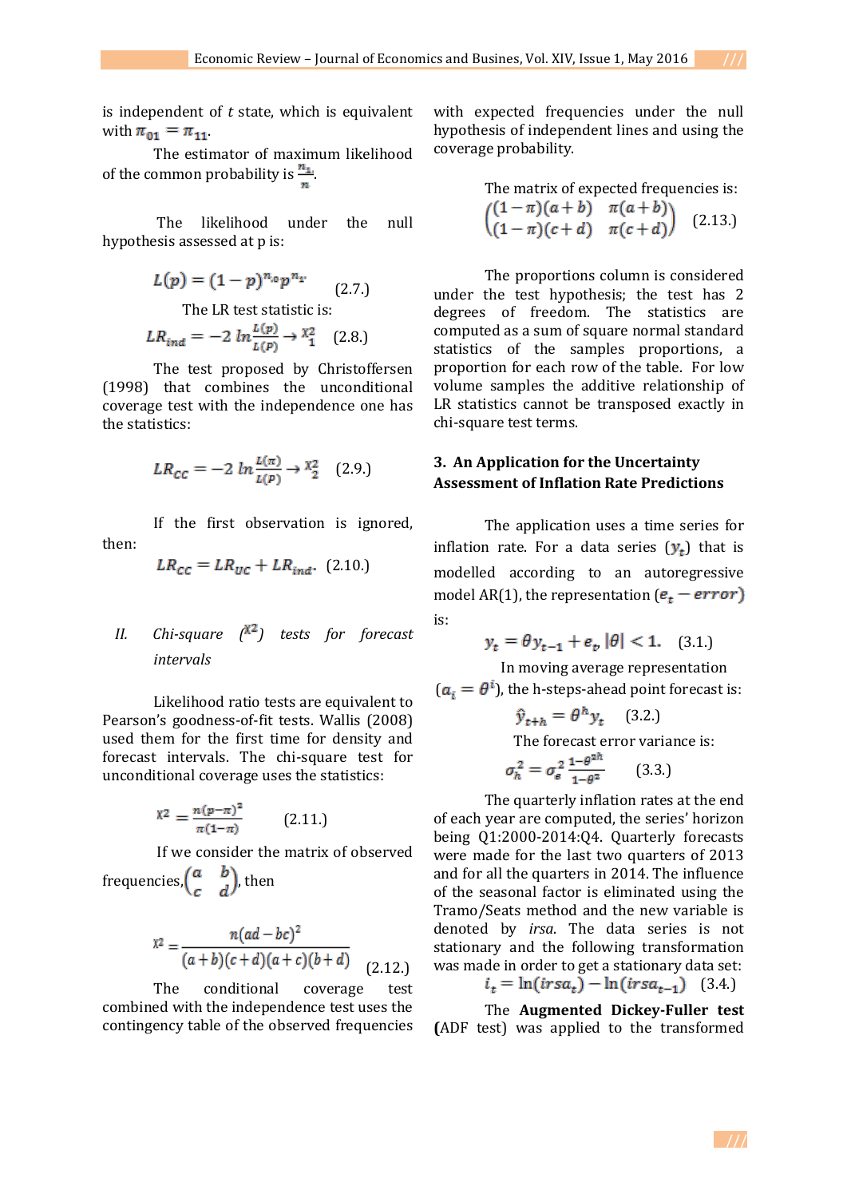is independent of $t$ state, which is equivalent with $\pi_{01} = \pi_{11}$.

The estimator of maximum likelihood of the common probability is $\frac{n_{\cdot 1}}{n}$.

The likelihood under the null hypothesis assessed at p is:

$$L(p) = (1-p)^{n_{\cdot 0}} p^{n_{\cdot 1}} \quad (2.7.)$$

The LR test statistic is:

$$LR_{ind} = -2 \ln \frac{L(p)}{L(P)} \to \chi_1^2 \quad (2.8.)$$

The test proposed by Christoffersen (1998) that combines the unconditional coverage test with the independence one has the statistics:

$$LR_{CC} = -2 \ln \frac{L(\pi)}{L(P)} \to \chi_2^2 \quad (2.9.)$$

If the first observation is ignored, then:

$$LR_{CC} = LR_{UC} + LR_{ind}. \quad (2.10.)$$

## II. *Chi-square ($\chi^2$) tests for forecast intervals*

Likelihood ratio tests are equivalent to Pearson's goodness-of-fit tests. Wallis (2008) used them for the first time for density and forecast intervals. The chi-square test for unconditional coverage uses the statistics:

$$\chi^2 = \frac{n(p-\pi)^2}{\pi(1-\pi)} \quad (2.11.)$$

If we consider the matrix of observed frequencies, $\begin{pmatrix} a & b \\ c & d \end{pmatrix}$, then

$$\chi^2 = \frac{n(ad-bc)^2}{(a+b)(c+d)(a+c)(b+d)} \quad (2.12.)$$

The conditional coverage test combined with the independence test uses the contingency table of the observed frequencies with expected frequencies under the null hypothesis of independent lines and using the coverage probability.

The matrix of expected frequencies is:

$$\begin{pmatrix} (1-\pi)(a+b) & \pi(a+b) \\ (1-\pi)(c+d) & \pi(c+d) \end{pmatrix} \quad (2.13.)$$

The proportions column is considered under the test hypothesis; the test has 2 degrees of freedom. The statistics are computed as a sum of square normal standard statistics of the samples proportions, a proportion for each row of the table. For low volume samples the additive relationship of LR statistics cannot be transposed exactly in chi-square test terms.

## 3. An Application for the Uncertainty Assessment of Inflation Rate Predictions

The application uses a time series for inflation rate. For a data series $(y_t)$ that is modelled according to an autoregressive model AR(1), the representation $(e_t - error)$ is:

$$y_t = \theta y_{t-1} + e_t, |\theta| < 1. \quad (3.1.)$$

In moving average representation $(a_i = \theta^i)$, the h-steps-ahead point forecast is:

$$\hat{y}_{t+h} = \theta^h y_t \quad (3.2.)$$

The forecast error variance is:

$$\sigma_h^2 = \sigma_\varepsilon^2 \frac{1-\theta^{2h}}{1-\theta^2} \quad (3.3.)$$

The quarterly inflation rates at the end of each year are computed, the series' horizon being Q1:2000-2014:Q4. Quarterly forecasts were made for the last two quarters of 2013 and for all the quarters in 2014. The influence of the seasonal factor is eliminated using the Tramo/Seats method and the new variable is denoted by *irsa*. The data series is not stationary and the following transformation was made in order to get a stationary data set:

$$i_t = \ln(irsa_t) - \ln(irsa_{t-1}) \quad (3.4.)$$

The **Augmented Dickey-Fuller test** (ADF test) was applied to the transformed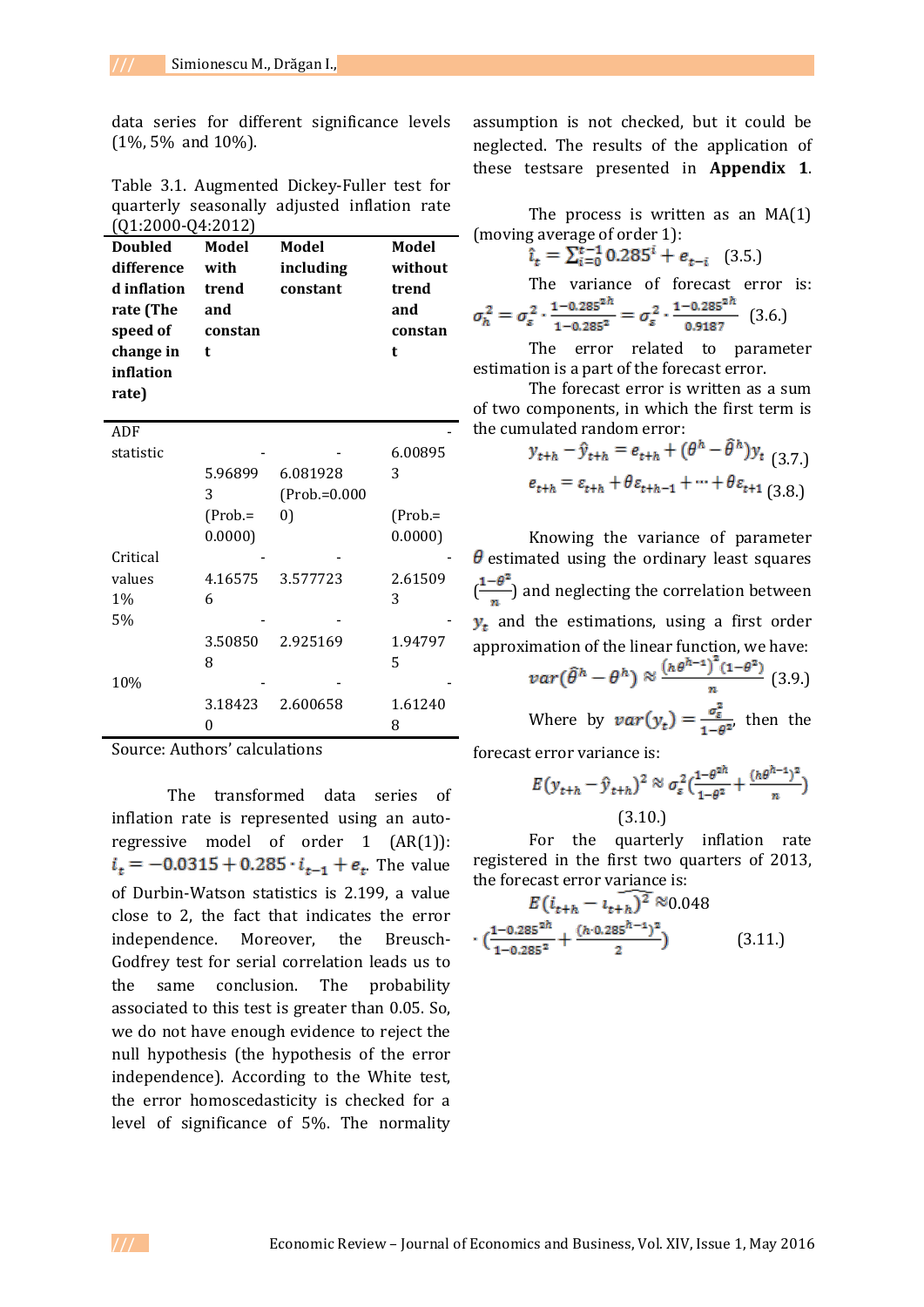data series for different significance levels (1%, 5% and 10%).

Table 3.1. Augmented Dickey-Fuller test for quarterly seasonally adjusted inflation rate (Q1:2000-Q4:2012)

| Doubled difference d inflation rate (The speed of change in inflation rate) | Model with trend and constant | Model including constant | Model without trend and constant |
|---|---|---|---|
| ADF statistic | -5.968993 (Prob.= 0.0000) | -6.081928 (Prob.=0.0000) | -6.008953 (Prob.= 0.0000) |
| Critical values 1% | -4.165756 | -3.577723 | -2.615093 |
| 5% | -3.508508 | -2.925169 | -1.947975 |
| 10% | -3.184230 | -2.600658 | -1.612408 |

Source: Authors' calculations

The transformed data series of inflation rate is represented using an auto-regressive model of order 1 (AR(1)): $i_t = -0.0315 + 0.285 \cdot i_{t-1} + e_t$. The value of Durbin-Watson statistics is 2.199, a value close to 2, the fact that indicates the error independence. Moreover, the Breusch-Godfrey test for serial correlation leads us to the same conclusion. The probability associated to this test is greater than 0.05. So, we do not have enough evidence to reject the null hypothesis (the hypothesis of the error independence). According to the White test, the error homoscedasticity is checked for a level of significance of 5%. The normality assumption is not checked, but it could be neglected. The results of the application of these testsare presented in **Appendix 1**.

The process is written as an MA(1) (moving average of order 1):

$$i_t = \sum_{i=0}^{t-1} 0.285^i + e_{t-i} \quad (3.5.)$$

The variance of forecast error is:

$$\sigma_h^2 = \sigma_\varepsilon^2 \cdot \frac{1-0.285^{2h}}{1-0.285^2} = \sigma_\varepsilon^2 \cdot \frac{1-0.285^{2h}}{0.9187} \quad (3.6.)$$

The error related to parameter estimation is a part of the forecast error.

The forecast error is written as a sum of two components, in which the first term is the cumulated random error:

$$y_{t+h} - \hat{y}_{t+h} = e_{t+h} + (\theta^h - \hat{\theta}^h) y_t \quad (3.7.)$$

$$e_{t+h} = \varepsilon_{t+h} + \theta \varepsilon_{t+h-1} + \dots + \theta \varepsilon_{t+1} \quad (3.8.)$$

Knowing the variance of parameter $\theta$ estimated using the ordinary least squares $\left(\frac{1-\theta^2}{n}\right)$ and neglecting the correlation between $y_t$ and the estimations, using a first order approximation of the linear function, we have:

$$var(\hat{\theta}^h - \theta^h) \approx \frac{(h\theta^{h-1})^2(1-\theta^2)}{n} \quad (3.9.)$$

Where by $var(y_t) = \frac{\sigma_\varepsilon^2}{1-\theta^2}$, then the forecast error variance is:

$$E(y_{t+h} - \hat{y}_{t+h})^2 \approx \sigma_\varepsilon^2 \left(\frac{1-\theta^{2h}}{1-\theta^2} + \frac{(h\theta^{h-1})^2}{n}\right) \quad (3.10.)$$

For the quarterly inflation rate registered in the first two quarters of 2013, the forecast error variance is:

$$E(i_{t+h} - \widehat{i_{t+h}})^2 \approx 0.048 \cdot \left(\frac{1-0.285^{2h}}{1-0.285^2} + \frac{(h \cdot 0.285^{h-1})^2}{2}\right) \quad (3.11.)$$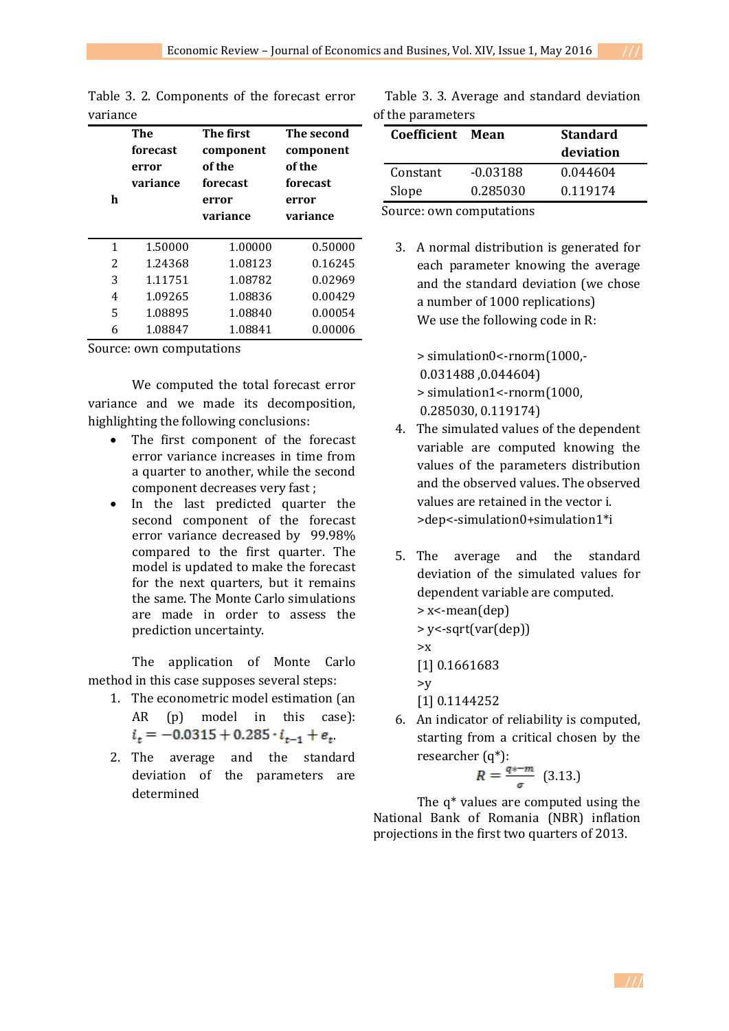Table 3. 2. Components of the forecast error variance

| h | The forecast error variance | The first component of the forecast error variance | The second component of the forecast error variance |
|---|---|---|---|
| 1 | 1.50000 | 1.00000 | 0.50000 |
| 2 | 1.24368 | 1.08123 | 0.16245 |
| 3 | 1.11751 | 1.08782 | 0.02969 |
| 4 | 1.09265 | 1.08836 | 0.00429 |
| 5 | 1.08895 | 1.08840 | 0.00054 |
| 6 | 1.08847 | 1.08841 | 0.00006 |

Source: own computations

We computed the total forecast error variance and we made its decomposition, highlighting the following conclusions:

- The first component of the forecast error variance increases in time from a quarter to another, while the second component decreases very fast ;
- In the last predicted quarter the second component of the forecast error variance decreased by 99.98% compared to the first quarter. The model is updated to make the forecast for the next quarters, but it remains the same. The Monte Carlo simulations are made in order to assess the prediction uncertainty.

The application of Monte Carlo method in this case supposes several steps:

1. The econometric model estimation (an AR (p) model in this case): $i_t = -0.0315 + 0.285 \cdot i_{t-1} + e_t$.
2. The average and the standard deviation of the parameters are determined

Table 3. 3. Average and standard deviation of the parameters

| Coefficient | Mean | Standard deviation |
|---|---|---|
| Constant | -0.03188 | 0.044604 |
| Slope | 0.285030 | 0.119174 |

Source: own computations

3. A normal distribution is generated for each parameter knowing the average and the standard deviation (we chose a number of 1000 replications)
   We use the following code in R:

```
> simulation0<-rnorm(1000,-0.031488 ,0.044604)
> simulation1<-rnorm(1000, 0.285030, 0.119174)
```

4. The simulated values of the dependent variable are computed knowing the values of the parameters distribution and the observed values. The observed values are retained in the vector i.

```
>dep<-simulation0+simulation1*i
```

5. The average and the standard deviation of the simulated values for dependent variable are computed.

```
> x<-mean(dep)
> y<-sqrt(var(dep))
>x
[1] 0.1661683
>y
[1] 0.1144252
```

6. An indicator of reliability is computed, starting from a critical chosen by the researcher (q*):

$$R = \frac{q* - m}{\sigma} \quad (3.13.)$$

The q* values are computed using the National Bank of Romania (NBR) inflation projections in the first two quarters of 2013.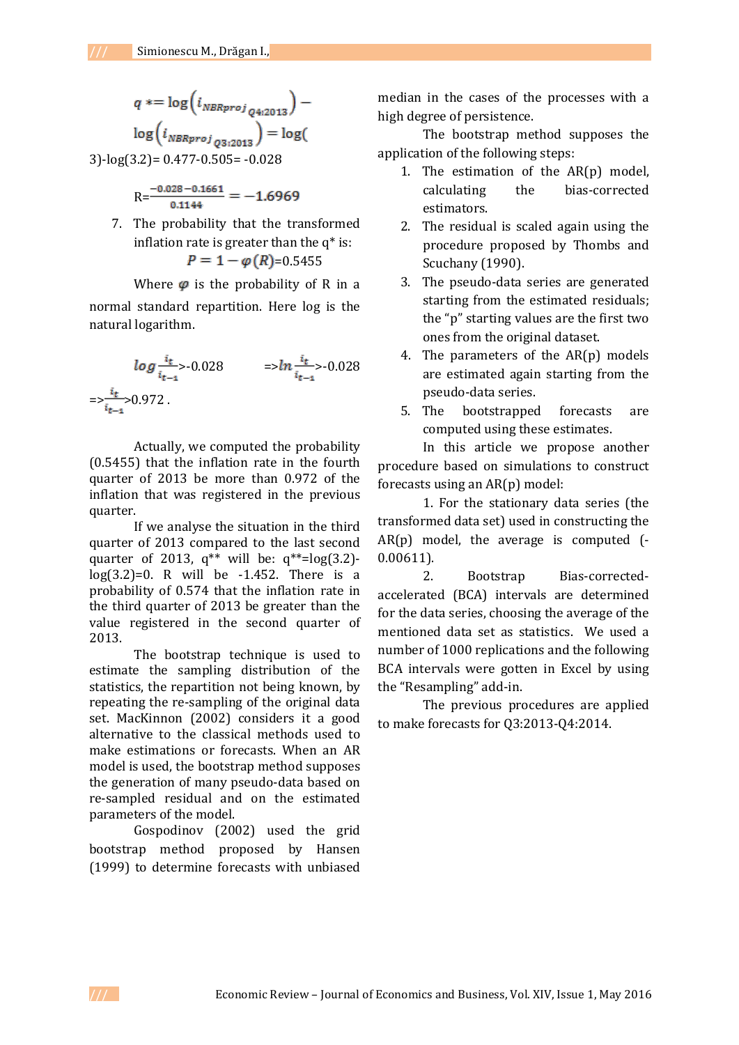$$q^* = \log\left(i_{NBRproj_{Q4:2013}}\right) - \log\left(i_{NBRproj_{Q3:2013}}\right) = \log($$

3)-log(3.2)= 0.477-0.505= -0.028

$$R = \frac{-0.028 - 0.1661}{0.1144} = -1.6969$$

7. The probability that the transformed inflation rate is greater than the q* is:

$$P = 1 - \varphi(R) = 0.5455$$

Where $\varphi$ is the probability of R in a normal standard repartition. Here log is the natural logarithm.

$$\log \frac{i_t}{i_{t-1}} > -0.028 \quad \Rightarrow \ln \frac{i_t}{i_{t-1}} > -0.028$$

$$\Rightarrow \frac{i_t}{i_{t-1}} > 0.972 .$$

Actually, we computed the probability (0.5455) that the inflation rate in the fourth quarter of 2013 be more than 0.972 of the inflation that was registered in the previous quarter.

If we analyse the situation in the third quarter of 2013 compared to the last second quarter of 2013, q** will be: q**=log(3.2)-log(3.2)=0. R will be -1.452. There is a probability of 0.574 that the inflation rate in the third quarter of 2013 be greater than the value registered in the second quarter of 2013.

The bootstrap technique is used to estimate the sampling distribution of the statistics, the repartition not being known, by repeating the re-sampling of the original data set. MacKinnon (2002) considers it a good alternative to the classical methods used to make estimations or forecasts. When an AR model is used, the bootstrap method supposes the generation of many pseudo-data based on re-sampled residual and on the estimated parameters of the model.

Gospodinov (2002) used the grid bootstrap method proposed by Hansen (1999) to determine forecasts with unbiased median in the cases of the processes with a high degree of persistence.

The bootstrap method supposes the application of the following steps:

1. The estimation of the AR(p) model, calculating the bias-corrected estimators.
2. The residual is scaled again using the procedure proposed by Thombs and Scuchany (1990).
3. The pseudo-data series are generated starting from the estimated residuals; the "p" starting values are the first two ones from the original dataset.
4. The parameters of the AR(p) models are estimated again starting from the pseudo-data series.
5. The bootstrapped forecasts are computed using these estimates.

In this article we propose another procedure based on simulations to construct forecasts using an AR(p) model:

1. For the stationary data series (the transformed data set) used in constructing the AR(p) model, the average is computed (-0.00611).

2. Bootstrap Bias-corrected-accelerated (BCA) intervals are determined for the data series, choosing the average of the mentioned data set as statistics. We used a number of 1000 replications and the following BCA intervals were gotten in Excel by using the "Resampling" add-in.

The previous procedures are applied to make forecasts for Q3:2013-Q4:2014.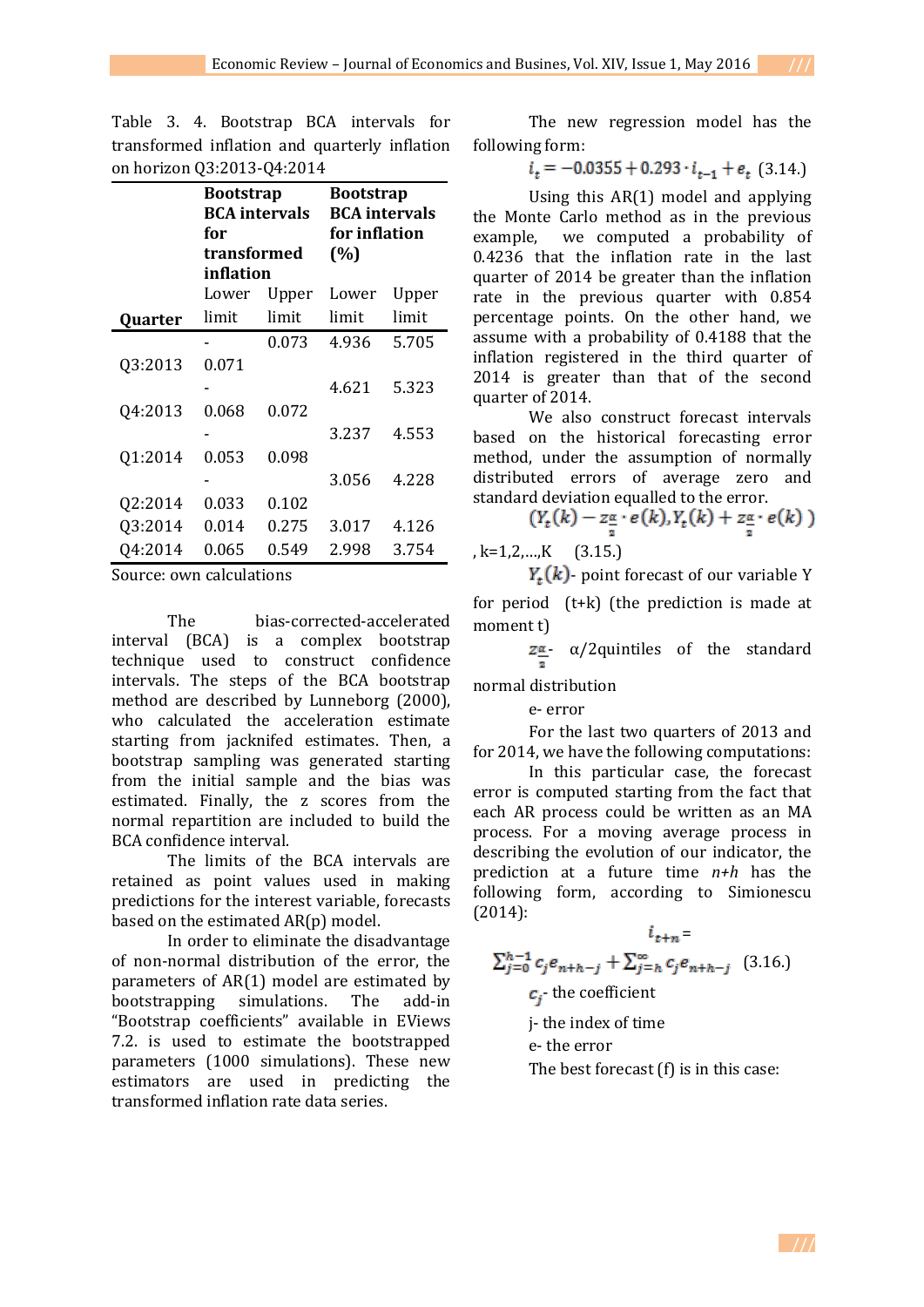Table 3. 4. Bootstrap BCA intervals for transformed inflation and quarterly inflation on horizon Q3:2013-Q4:2014

| Quarter | Bootstrap BCA intervals for transformed inflation | | Bootstrap BCA intervals for inflation (%) | |
|---|---|---|---|---|
| | Lower limit | Upper limit | Lower limit | Upper limit |
| Q3:2013 | -0.071 | 0.073 | 4.936 | 5.705 |
| Q4:2013 | -0.068 | 0.072 | 4.621 | 5.323 |
| Q1:2014 | -0.053 | 0.098 | 3.237 | 4.553 |
| Q2:2014 | -0.033 | 0.102 | 3.056 | 4.228 |
| Q3:2014 | 0.014 | 0.275 | 3.017 | 4.126 |
| Q4:2014 | 0.065 | 0.549 | 2.998 | 3.754 |

Source: own calculations

The bias-corrected-accelerated interval (BCA) is a complex bootstrap technique used to construct confidence intervals. The steps of the BCA bootstrap method are described by Lunneborg (2000), who calculated the acceleration estimate starting from jacknifed estimates. Then, a bootstrap sampling was generated starting from the initial sample and the bias was estimated. Finally, the z scores from the normal repartition are included to build the BCA confidence interval.

The limits of the BCA intervals are retained as point values used in making predictions for the interest variable, forecasts based on the estimated AR(p) model.

In order to eliminate the disadvantage of non-normal distribution of the error, the parameters of AR(1) model are estimated by bootstrapping simulations. The add-in "Bootstrap coefficients" available in EViews 7.2. is used to estimate the bootstrapped parameters (1000 simulations). These new estimators are used in predicting the transformed inflation rate data series.

The new regression model has the following form:

$$i_t = -0.0355 + 0.293 \cdot i_{t-1} + e_t \quad (3.14.)$$

Using this AR(1) model and applying the Monte Carlo method as in the previous example, we computed a probability of 0.4236 that the inflation rate in the last quarter of 2014 be greater than the inflation rate in the previous quarter with 0.854 percentage points. On the other hand, we assume with a probability of 0.4188 that the inflation registered in the third quarter of 2014 is greater than that of the second quarter of 2014.

We also construct forecast intervals based on the historical forecasting error method, under the assumption of normally distributed errors of average zero and standard deviation equalled to the error.

$$\left(Y_t(k) - z_{\frac{\alpha}{2}} \cdot e(k), Y_t(k) + z_{\frac{\alpha}{2}} \cdot e(k)\right), \quad k=1,2,\ldots,K \quad (3.15.)$$

$Y_t(k)$- point forecast of our variable Y for period (t+k) (the prediction is made at moment t)

$z_{\frac{\alpha}{2}}$- α/2quintiles of the standard normal distribution

e- error

For the last two quarters of 2013 and for 2014, we have the following computations:

In this particular case, the forecast error is computed starting from the fact that each AR process could be written as an MA process. For a moving average process in describing the evolution of our indicator, the prediction at a future time *n+h* has the following form, according to Simionescu (2014):

$$i_{t+n} = \sum_{j=0}^{h-1} c_j e_{n+h-j} + \sum_{j=h}^{\infty} c_j e_{n+h-j} \quad (3.16.)$$

$c_j$- the coefficient

j- the index of time

e- the error

The best forecast (f) is in this case: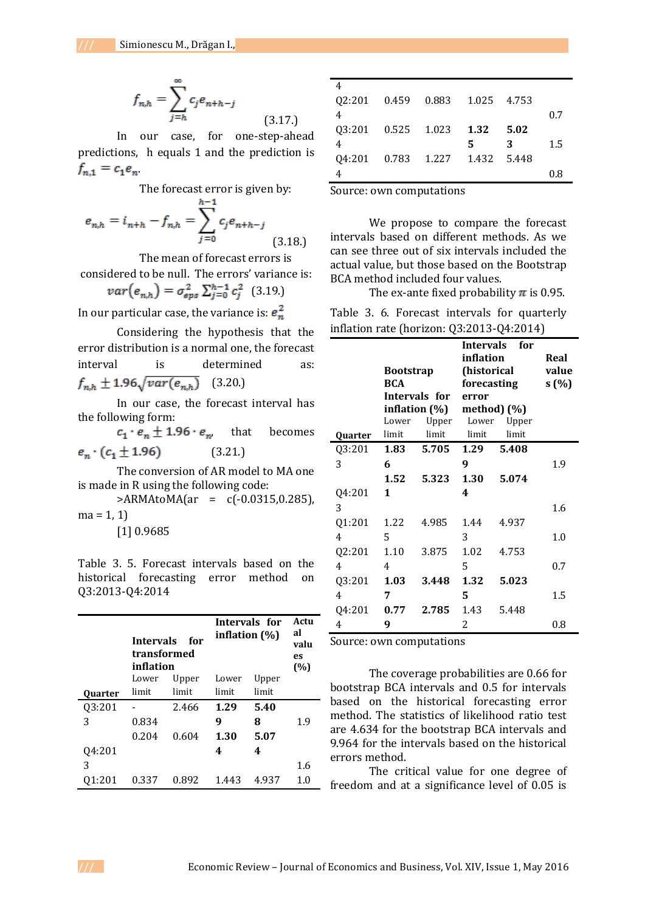$$f_{n,h} = \sum_{j=h}^{\infty} c_j e_{n+h-j} \quad (3.17.)$$

In our case, for one-step-ahead predictions, h equals 1 and the prediction is $f_{n,1} = c_1 e_n$.

The forecast error is given by:

$$e_{n,h} = i_{n+h} - f_{n,h} = \sum_{j=0}^{h-1} c_j e_{n+h-j} \quad (3.18.)$$

The mean of forecast errors is considered to be null. The errors' variance is:

$$var(e_{n,h}) = \sigma_{eps}^2 \sum_{j=0}^{h-1} c_j^2 \quad (3.19.)$$

In our particular case, the variance is: $e_n^2$

Considering the hypothesis that the error distribution is a normal one, the forecast interval is determined as:

$$f_{n,h} \pm 1.96\sqrt{var(e_{n,h})} \quad (3.20.)$$

In our case, the forecast interval has the following form:

$c_1 \cdot e_n \pm 1.96 \cdot e_n$, that becomes

$$e_n \cdot (c_1 \pm 1.96) \quad (3.21.)$$

The conversion of AR model to MA one is made in R using the following code:

```
>ARMAtoMA(ar = c(-0.0315,0.285), ma = 1, 1)
[1] 0.9685
```

Table 3. 5. Forecast intervals based on the historical forecasting error method on Q3:2013-Q4:2014

| Quarter | Intervals for transformed inflation | | Intervals for inflation (%) | | Actual values (%) |
|---|---|---|---|---|---|
| | Lower limit | Upper limit | Lower limit | Upper limit | |
| Q3:2013 | -0.834 | 2.466 | **1.299** | **5.408** | 1.9 |
| Q4:2013 | 0.204 | 0.604 | **1.304** | **5.074** | 1.6 |
| Q1:2014 | 0.337 | 0.892 | 1.443 | 4.937 | 1.0 |
| Q2:2014 | 0.459 | 0.883 | 1.025 | 4.753 | 0.7 |
| Q3:2014 | 0.525 | 1.023 | **1.325** | **5.023** | 1.5 |
| Q4:2014 | 0.783 | 1.227 | 1.432 | 5.448 | 0.8 |

Source: own computations

We propose to compare the forecast intervals based on different methods. As we can see three out of six intervals included the actual value, but those based on the Bootstrap BCA method included four values.

The ex-ante fixed probability $\pi$ is 0.95.

Table 3. 6. Forecast intervals for quarterly inflation rate (horizon: Q3:2013-Q4:2014)

| Quarter | Bootstrap BCA Intervals for inflation (%) | | Intervals for inflation (historical forecasting error method) (%) | | Real values (%) |
|---|---|---|---|---|---|
| | Lower limit | Upper limit | Lower limit | Upper limit | |
| Q3:2013 | **1.836** | **5.705** | **1.299** | **5.408** | 1.9 |
| Q4:2013 | **1.521** | **5.323** | **1.304** | **5.074** | 1.6 |
| Q1:2014 | 1.225 | 4.985 | 1.443 | 4.937 | 1.0 |
| Q2:2014 | 1.104 | 3.875 | 1.025 | 4.753 | 0.7 |
| Q3:2014 | **1.037** | **3.448** | **1.325** | **5.023** | 1.5 |
| Q4:2014 | **0.779** | **2.785** | 1.432 | 5.448 | 0.8 |

Source: own computations

The coverage probabilities are 0.66 for bootstrap BCA intervals and 0.5 for intervals based on the historical forecasting error method. The statistics of likelihood ratio test are 4.634 for the bootstrap BCA intervals and 9.964 for the intervals based on the historical errors method.

The critical value for one degree of freedom and at a significance level of 0.05 is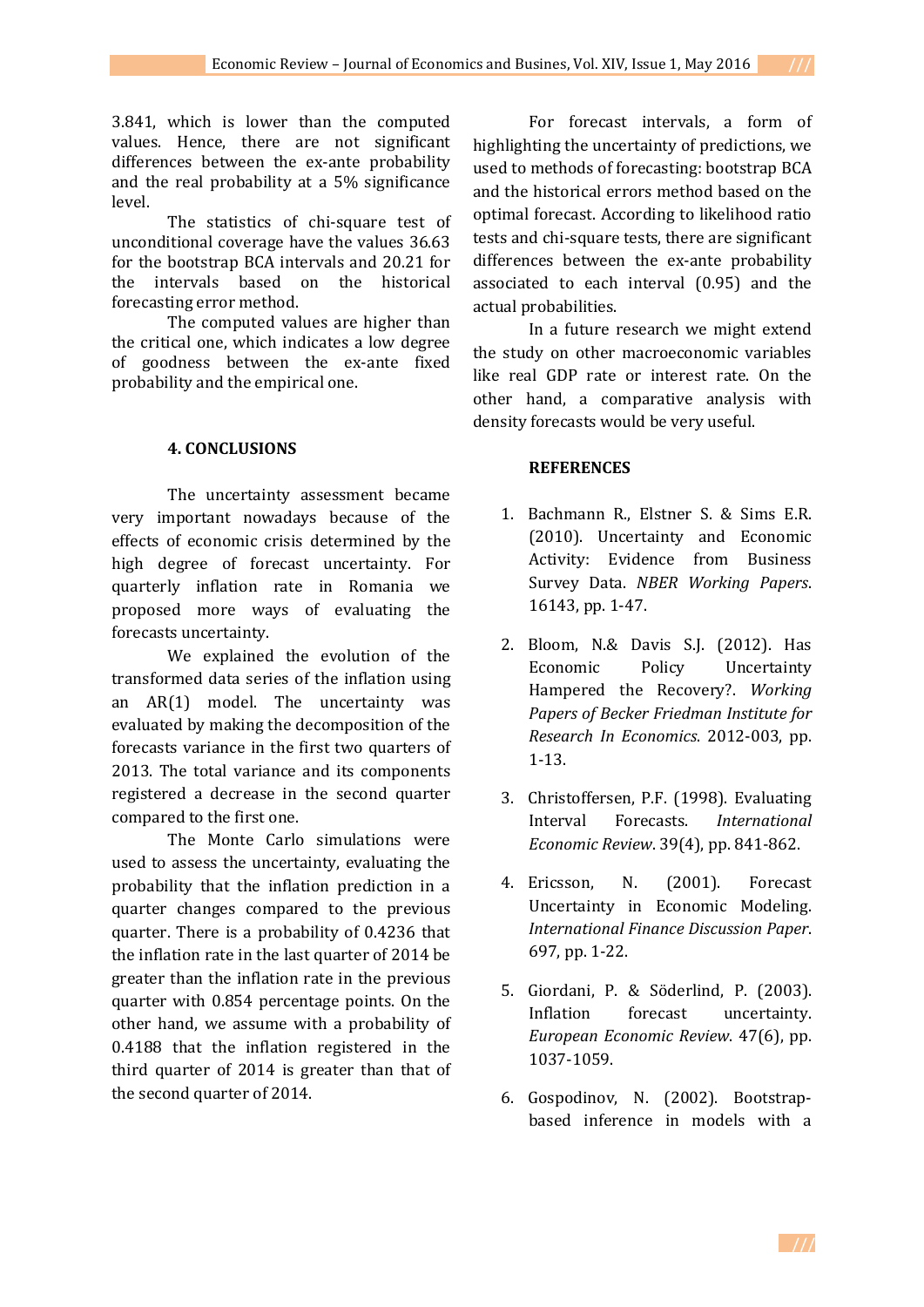3.841, which is lower than the computed values. Hence, there are not significant differences between the ex-ante probability and the real probability at a 5% significance level.

The statistics of chi-square test of unconditional coverage have the values 36.63 for the bootstrap BCA intervals and 20.21 for the intervals based on the historical forecasting error method.

The computed values are higher than the critical one, which indicates a low degree of goodness between the ex-ante fixed probability and the empirical one.

## 4. CONCLUSIONS

The uncertainty assessment became very important nowadays because of the effects of economic crisis determined by the high degree of forecast uncertainty. For quarterly inflation rate in Romania we proposed more ways of evaluating the forecasts uncertainty.

We explained the evolution of the transformed data series of the inflation using an AR(1) model. The uncertainty was evaluated by making the decomposition of the forecasts variance in the first two quarters of 2013. The total variance and its components registered a decrease in the second quarter compared to the first one.

The Monte Carlo simulations were used to assess the uncertainty, evaluating the probability that the inflation prediction in a quarter changes compared to the previous quarter. There is a probability of 0.4236 that the inflation rate in the last quarter of 2014 be greater than the inflation rate in the previous quarter with 0.854 percentage points. On the other hand, we assume with a probability of 0.4188 that the inflation registered in the third quarter of 2014 is greater than that of the second quarter of 2014.

For forecast intervals, a form of highlighting the uncertainty of predictions, we used to methods of forecasting: bootstrap BCA and the historical errors method based on the optimal forecast. According to likelihood ratio tests and chi-square tests, there are significant differences between the ex-ante probability associated to each interval (0.95) and the actual probabilities.

In a future research we might extend the study on other macroeconomic variables like real GDP rate or interest rate. On the other hand, a comparative analysis with density forecasts would be very useful.

## REFERENCES

1. Bachmann R., Elstner S. & Sims E.R. (2010). Uncertainty and Economic Activity: Evidence from Business Survey Data. *NBER Working Papers*. 16143, pp. 1-47.

2. Bloom, N.& Davis S.J. (2012). Has Economic Policy Uncertainty Hampered the Recovery?. *Working Papers of Becker Friedman Institute for Research In Economics*. 2012-003, pp. 1-13.

3. Christoffersen, P.F. (1998). Evaluating Interval Forecasts. *International Economic Review*. 39(4), pp. 841-862.

4. Ericsson, N. (2001). Forecast Uncertainty in Economic Modeling. *International Finance Discussion Paper*. 697, pp. 1-22.

5. Giordani, P. & Söderlind, P. (2003). Inflation forecast uncertainty. *European Economic Review*. 47(6), pp. 1037-1059.

6. Gospodinov, N. (2002). Bootstrap-based inference in models with a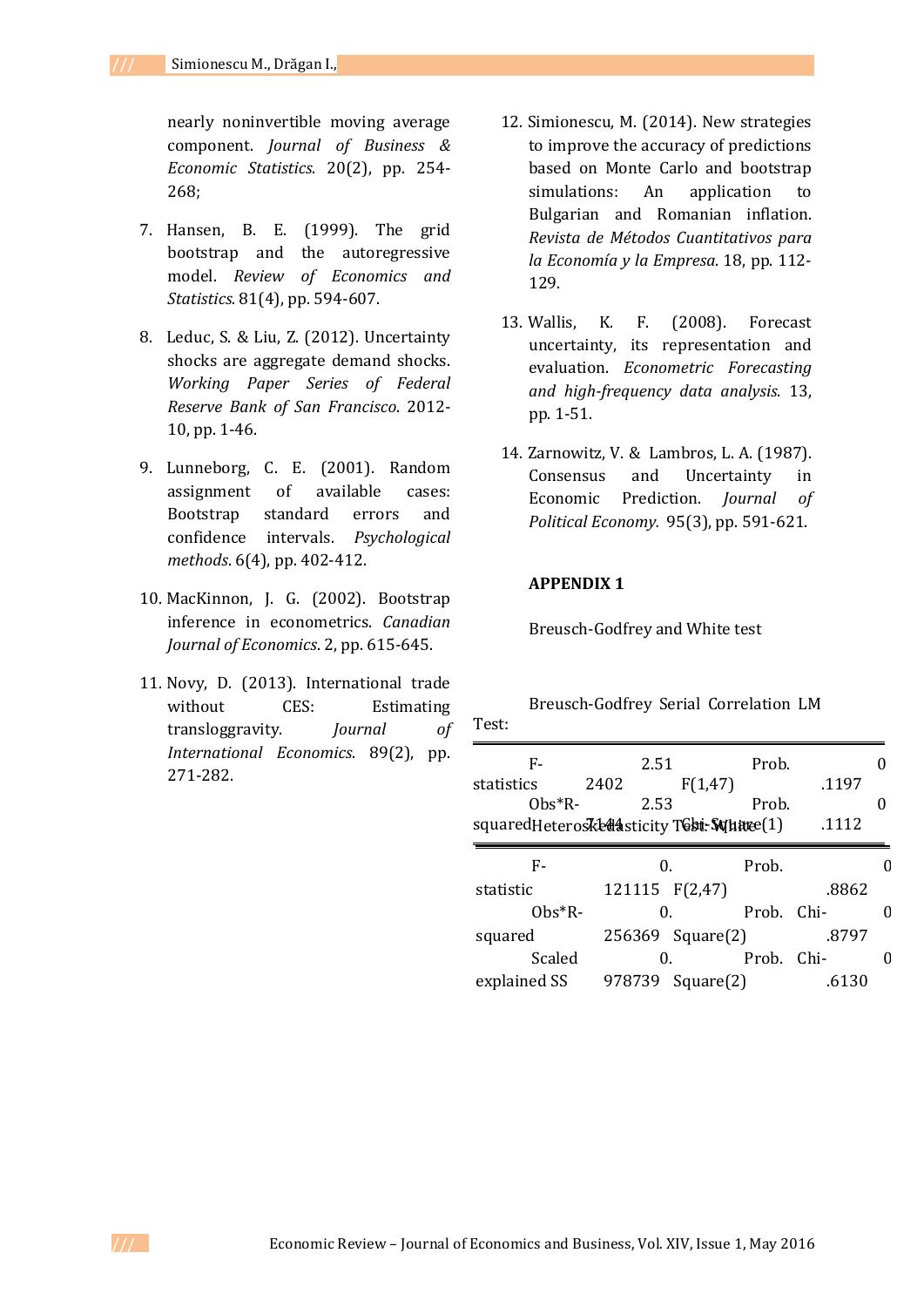nearly noninvertible moving average component. *Journal of Business & Economic Statistics*. 20(2), pp. 254-268;

7. Hansen, B. E. (1999). The grid bootstrap and the autoregressive model. *Review of Economics and Statistics*. 81(4), pp. 594-607.

8. Leduc, S. & Liu, Z. (2012). Uncertainty shocks are aggregate demand shocks. *Working Paper Series of Federal Reserve Bank of San Francisco*. 2012-10, pp. 1-46.

9. Lunneborg, C. E. (2001). Random assignment of available cases: Bootstrap standard errors and confidence intervals. *Psychological methods*. 6(4), pp. 402-412.

10. MacKinnon, J. G. (2002). Bootstrap inference in econometrics. *Canadian Journal of Economics*. 2, pp. 615-645.

11. Novy, D. (2013). International trade without CES: Estimating transloggravity. *Journal of International Economics*. 89(2), pp. 271-282.

12. Simionescu, M. (2014). New strategies to improve the accuracy of predictions based on Monte Carlo and bootstrap simulations: An application to Bulgarian and Romanian inflation. *Revista de Métodos Cuantitativos para la Economía y la Empresa*. 18, pp. 112-129.

13. Wallis, K. F. (2008). Forecast uncertainty, its representation and evaluation. *Econometric Forecasting and high-frequency data analysis*. 13, pp. 1-51.

14. Zarnowitz, V. & Lambros, L. A. (1987). Consensus and Uncertainty in Economic Prediction. *Journal of Political Economy*. 95(3), pp. 591-621.

**APPENDIX 1**

Breusch-Godfrey and White test

Breusch-Godfrey Serial Correlation LM Test:

| | | | |
|---|---|---|---|
| F-statistics | 2.512402 | Prob. F(1,47) | 0.1197 |
| Obs*R-squared | 2.537144 | Prob. Chi-Square(1) | 0.1112 |

Heteroskedasticity Test: White

| | | | |
|---|---|---|---|
| F-statistic | 0.121115 | Prob. F(2,47) | 0.8862 |
| Obs*R-squared | 0.256369 | Prob. Chi-Square(2) | 0.8797 |
| Scaled explained SS | 0.978739 | Prob. Chi-Square(2) | 0.6130 |